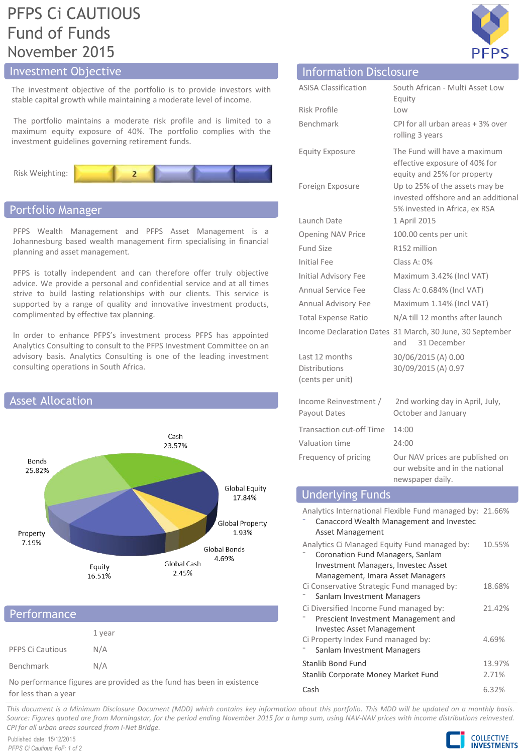# PFPS Ci CAUTIOUS Fund of Funds

November 2015

## Investment Objective

The investment objective of the portfolio is to provide investors with stable capital growth while maintaining a moderate level of income.

The portfolio maintains a moderate risk profile and is limited to a maximum equity exposure of 40%. The portfolio complies with the investment guidelines governing retirement funds.

Risk Weighting: 2

## Portfolio Manager

PFPS Wealth Management and PFPS Asset Management is a Johannesburg based wealth management firm specialising in financial planning and asset management.

PFPS is totally independent and can therefore offer truly objective advice. We provide a personal and confidential service and at all times strive to build lasting relationships with our clients. This service is supported by a range of quality and innovative investment products, complimented by effective tax planning.

In order to enhance PFPS's investment process PFPS has appointed Analytics Consulting to consult to the PFPS Investment Committee on an advisory basis. Analytics Consulting is one of the leading investment consulting operations in South Africa.

## Asset Allocation

| Asset | Allocation |
|---|---|
| Cash | 23.57% |
| Global Equity | 17.84% |
| Global Property | 1.93% |
| Global Bonds | 4.69% |
| Global Cash | 2.45% |
| Equity | 16.51% |
| Property | 7.19% |
| Bonds | 25.82% |

## Performance

| | 1 year |
|---|---|
| PFPS Ci Cautious | N/A |
| Benchmark | N/A |

No performance figures are provided as the fund has been in existence for less than a year

## Information Disclosure

| | |
|---|---|
| ASISA Classification | South African - Multi Asset Low Equity |
| Risk Profile | Low |
| Benchmark | CPI for all urban areas + 3% over rolling 3 years |
| Equity Exposure | The Fund will have a maximum effective exposure of 40% for equity and 25% for property |
| Foreign Exposure | Up to 25% of the assets may be invested offshore and an additional 5% invested in Africa, ex RSA |
| Launch Date | 1 April 2015 |
| Opening NAV Price | 100.00 cents per unit |
| Fund Size | R152 million |
| Initial Fee | Class A: 0% |
| Initial Advisory Fee | Maximum 3.42% (Incl VAT) |
| Annual Service Fee | Class A: 0.684% (Incl VAT) |
| Annual Advisory Fee | Maximum 1.14% (Incl VAT) |
| Total Expense Ratio | N/A till 12 months after launch |
| Income Declaration Dates | 31 March, 30 June, 30 September and 31 December |
| Last 12 months Distributions (cents per unit) | 30/06/2015 (A) 0.00<br>30/09/2015 (A) 0.97 |
| Income Reinvestment / Payout Dates | 2nd working day in April, July, October and January |
| Transaction cut-off Time | 14:00 |
| Valuation time | 24:00 |
| Frequency of pricing | Our NAV prices are published on our website and in the national newspaper daily. |

## Underlying Funds

| Fund | Weight |
|---|---|
| Analytics International Flexible Fund managed by:<br>- Canaccord Wealth Management and Investec Asset Management | 21.66% |
| Analytics Ci Managed Equity Fund managed by:<br>- Coronation Fund Managers, Sanlam Investment Managers, Investec Asset Management, Imara Asset Managers | 10.55% |
| Ci Conservative Strategic Fund managed by:<br>- Sanlam Investment Managers | 18.68% |
| Ci Diversified Income Fund managed by:<br>- Prescient Investment Management and Investec Asset Management | 21.42% |
| Ci Property Index Fund managed by:<br>- Sanlam Investment Managers | 4.69% |
| Stanlib Bond Fund | 13.97% |
| Stanlib Corporate Money Market Fund | 2.71% |
| Cash | 6.32% |

*This document is a Minimum Disclosure Document (MDD) which contains key information about this portfolio. This MDD will be updated on a monthly basis. Source: Figures quoted are from Morningstar, for the period ending November 2015 for a lump sum, using NAV-NAV prices with income distributions reinvested. CPI for all urban areas sourced from I-Net Bridge.*

Published date: 15/12/2015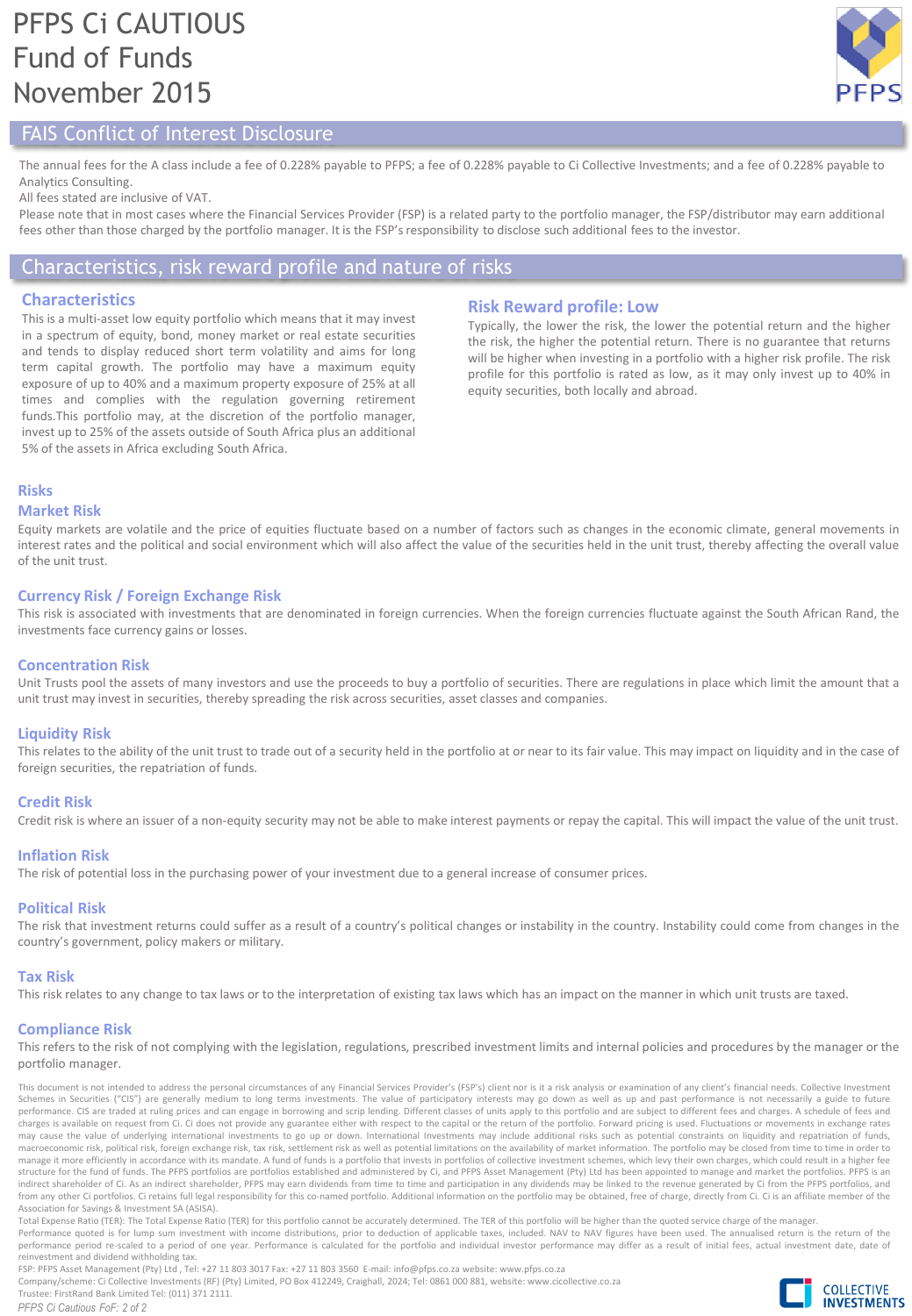# PFPS Ci CAUTIOUS Fund of Funds November 2015

## FAIS Conflict of Interest Disclosure

The annual fees for the A class include a fee of 0.228% payable to PFPS; a fee of 0.228% payable to Ci Collective Investments; and a fee of 0.228% payable to Analytics Consulting.

All fees stated are inclusive of VAT.

Please note that in most cases where the Financial Services Provider (FSP) is a related party to the portfolio manager, the FSP/distributor may earn additional fees other than those charged by the portfolio manager. It is the FSP's responsibility to disclose such additional fees to the investor.

## Characteristics, risk reward profile and nature of risks

### Characteristics

This is a multi-asset low equity portfolio which means that it may invest in a spectrum of equity, bond, money market or real estate securities and tends to display reduced short term volatility and aims for long term capital growth. The portfolio may have a maximum equity exposure of up to 40% and a maximum property exposure of 25% at all times and complies with the regulation governing retirement funds.This portfolio may, at the discretion of the portfolio manager, invest up to 25% of the assets outside of South Africa plus an additional 5% of the assets in Africa excluding South Africa.

### Risk Reward profile: Low

Typically, the lower the risk, the lower the potential return and the higher the risk, the higher the potential return. There is no guarantee that returns will be higher when investing in a portfolio with a higher risk profile. The risk profile for this portfolio is rated as low, as it may only invest up to 40% in equity securities, both locally and abroad.

### Risks

#### Market Risk

Equity markets are volatile and the price of equities fluctuate based on a number of factors such as changes in the economic climate, general movements in interest rates and the political and social environment which will also affect the value of the securities held in the unit trust, thereby affecting the overall value of the unit trust.

#### Currency Risk / Foreign Exchange Risk

This risk is associated with investments that are denominated in foreign currencies. When the foreign currencies fluctuate against the South African Rand, the investments face currency gains or losses.

#### Concentration Risk

Unit Trusts pool the assets of many investors and use the proceeds to buy a portfolio of securities. There are regulations in place which limit the amount that a unit trust may invest in securities, thereby spreading the risk across securities, asset classes and companies.

#### Liquidity Risk

This relates to the ability of the unit trust to trade out of a security held in the portfolio at or near to its fair value. This may impact on liquidity and in the case of foreign securities, the repatriation of funds.

#### Credit Risk

Credit risk is where an issuer of a non-equity security may not be able to make interest payments or repay the capital. This will impact the value of the unit trust.

#### Inflation Risk

The risk of potential loss in the purchasing power of your investment due to a general increase of consumer prices.

#### Political Risk

The risk that investment returns could suffer as a result of a country's political changes or instability in the country. Instability could come from changes in the country's government, policy makers or military.

#### Tax Risk

This risk relates to any change to tax laws or to the interpretation of existing tax laws which has an impact on the manner in which unit trusts are taxed.

#### Compliance Risk

This refers to the risk of not complying with the legislation, regulations, prescribed investment limits and internal policies and procedures by the manager or the portfolio manager.

This document is not intended to address the personal circumstances of any Financial Services Provider's (FSP's) client nor is it a risk analysis or examination of any client's financial needs. Collective Investment Schemes in Securities ("CIS") are generally medium to long terms investments. The value of participatory interests may go down as well as up and past performance is not necessarily a guide to future performance. CIS are traded at ruling prices and can engage in borrowing and scrip lending. Different classes of units apply to this portfolio and are subject to different fees and charges. A schedule of fees and charges is available on request from Ci. Ci does not provide any guarantee either with respect to the capital or the return of the portfolio. Forward pricing is used. Fluctuations or movements in exchange rates may cause the value of underlying international investments to go up or down. International Investments may include additional risks such as potential constraints on liquidity and repatriation of funds, macroeconomic risk, political risk, foreign exchange risk, tax risk, settlement risk as well as potential limitations on the availability of market information. The portfolio may be closed from time to time in order to manage it more efficiently in accordance with its mandate. A fund of funds is a portfolio that invests in portfolios of collective investment schemes, which levy their own charges, which could result in a higher fee structure for the fund of funds. The PFPS portfolios are portfolios established and administered by Ci, and PFPS Asset Management (Pty) Ltd has been appointed to manage and market the portfolios. PFPS is an indirect shareholder of Ci. As an indirect shareholder, PFPS may earn dividends from time to time and participation in any dividends may be linked to the revenue generated by Ci from the PFPS portfolios, and from any other Ci portfolios. Ci retains full legal responsibility for this co-named portfolio. Additional information on the portfolio may be obtained, free of charge, directly from Ci. Ci is an affiliate member of the Association for Savings & Investment SA (ASISA).

Total Expense Ratio (TER): The Total Expense Ratio (TER) for this portfolio cannot be accurately determined. The TER of this portfolio will be higher than the quoted service charge of the manager.

Performance quoted is for lump sum investment with income distributions, prior to deduction of applicable taxes, included. NAV to NAV figures have been used. The annualised return is the return of the performance period re-scaled to a period of one year. Performance is calculated for the portfolio and individual investor performance may differ as a result of initial fees, actual investment date, date of reinvestment and dividend withholding tax.

FSP: PFPS Asset Management (Pty) Ltd , Tel: +27 11 803 3017 Fax: +27 11 803 3560 E-mail: info@pfps.co.za website: www.pfps.co.za

Company/scheme: Ci Collective Investments (RF) (Pty) Limited, PO Box 412249, Craighall, 2024; Tel: 0861 000 881, website: www.cicollective.co.za

Trustee: FirstRand Bank Limited Tel: (011) 371 2111.